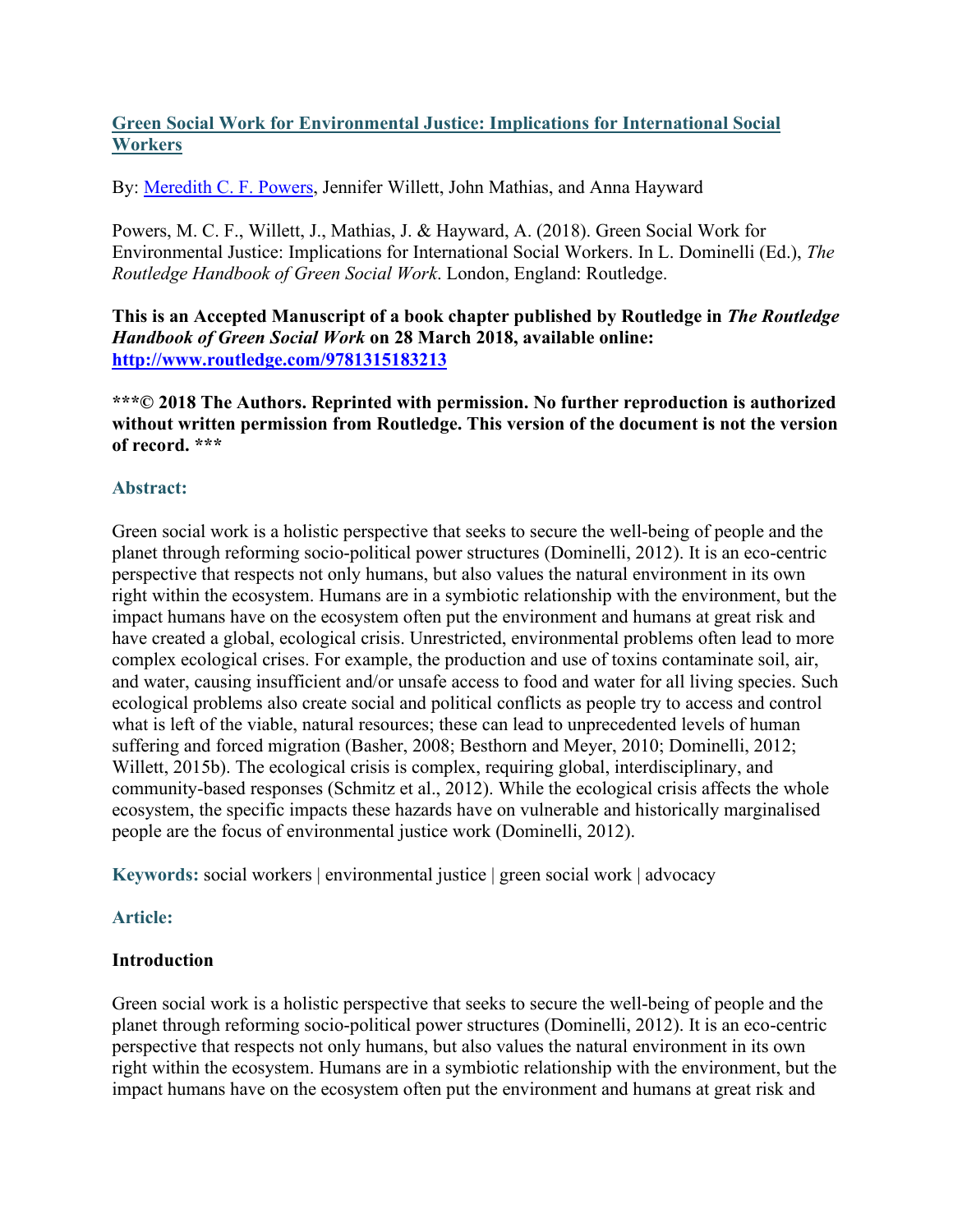## [Green Social Work for Environmental Justice: Implications for International Social Workers](#)

By: [Meredith C. F. Powers](#), Jennifer Willett, John Mathias, and Anna Hayward

Powers, M. C. F., Willett, J., Mathias, J. & Hayward, A. (2018). Green Social Work for Environmental Justice: Implications for International Social Workers. In L. Dominelli (Ed.), *The Routledge Handbook of Green Social Work*. London, England: Routledge.

**This is an Accepted Manuscript of a book chapter published by Routledge in *The Routledge Handbook of Green Social Work* on 28 March 2018, available online: [http://www.routledge.com/9781315183213](http://www.routledge.com/9781315183213)**

**\*\*\*© 2018 The Authors. Reprinted with permission. No further reproduction is authorized without written permission from Routledge. This version of the document is not the version of record. \*\*\***

### Abstract:

Green social work is a holistic perspective that seeks to secure the well-being of people and the planet through reforming socio-political power structures (Dominelli, 2012). It is an eco-centric perspective that respects not only humans, but also values the natural environment in its own right within the ecosystem. Humans are in a symbiotic relationship with the environment, but the impact humans have on the ecosystem often put the environment and humans at great risk and have created a global, ecological crisis. Unrestricted, environmental problems often lead to more complex ecological crises. For example, the production and use of toxins contaminate soil, air, and water, causing insufficient and/or unsafe access to food and water for all living species. Such ecological problems also create social and political conflicts as people try to access and control what is left of the viable, natural resources; these can lead to unprecedented levels of human suffering and forced migration (Basher, 2008; Besthorn and Meyer, 2010; Dominelli, 2012; Willett, 2015b). The ecological crisis is complex, requiring global, interdisciplinary, and community-based responses (Schmitz et al., 2012). While the ecological crisis affects the whole ecosystem, the specific impacts these hazards have on vulnerable and historically marginalised people are the focus of environmental justice work (Dominelli, 2012).

**Keywords:** social workers | environmental justice | green social work | advocacy

### Article:

#### Introduction

Green social work is a holistic perspective that seeks to secure the well-being of people and the planet through reforming socio-political power structures (Dominelli, 2012). It is an eco-centric perspective that respects not only humans, but also values the natural environment in its own right within the ecosystem. Humans are in a symbiotic relationship with the environment, but the impact humans have on the ecosystem often put the environment and humans at great risk and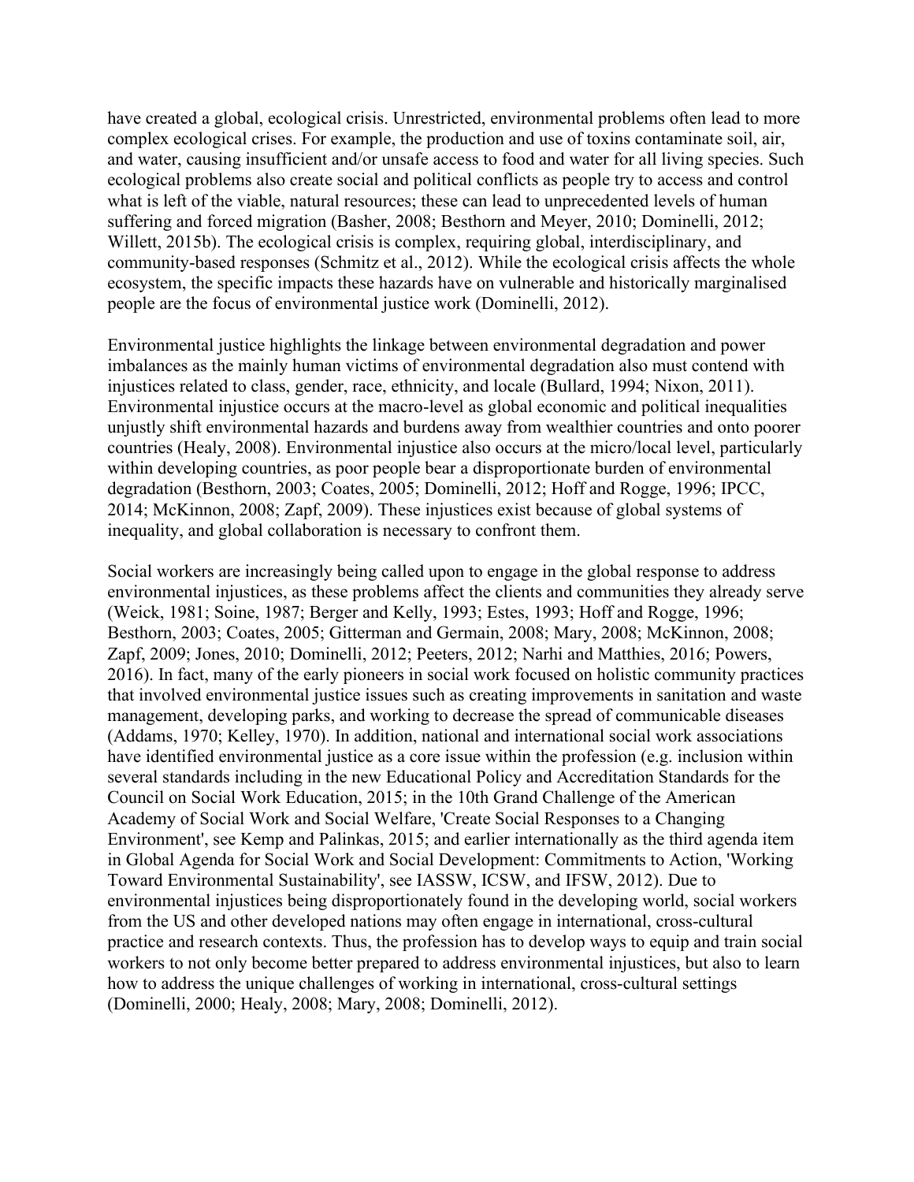have created a global, ecological crisis. Unrestricted, environmental problems often lead to more complex ecological crises. For example, the production and use of toxins contaminate soil, air, and water, causing insufficient and/or unsafe access to food and water for all living species. Such ecological problems also create social and political conflicts as people try to access and control what is left of the viable, natural resources; these can lead to unprecedented levels of human suffering and forced migration (Basher, 2008; Besthorn and Meyer, 2010; Dominelli, 2012; Willett, 2015b). The ecological crisis is complex, requiring global, interdisciplinary, and community-based responses (Schmitz et al., 2012). While the ecological crisis affects the whole ecosystem, the specific impacts these hazards have on vulnerable and historically marginalised people are the focus of environmental justice work (Dominelli, 2012).

Environmental justice highlights the linkage between environmental degradation and power imbalances as the mainly human victims of environmental degradation also must contend with injustices related to class, gender, race, ethnicity, and locale (Bullard, 1994; Nixon, 2011). Environmental injustice occurs at the macro-level as global economic and political inequalities unjustly shift environmental hazards and burdens away from wealthier countries and onto poorer countries (Healy, 2008). Environmental injustice also occurs at the micro/local level, particularly within developing countries, as poor people bear a disproportionate burden of environmental degradation (Besthorn, 2003; Coates, 2005; Dominelli, 2012; Hoff and Rogge, 1996; IPCC, 2014; McKinnon, 2008; Zapf, 2009). These injustices exist because of global systems of inequality, and global collaboration is necessary to confront them.

Social workers are increasingly being called upon to engage in the global response to address environmental injustices, as these problems affect the clients and communities they already serve (Weick, 1981; Soine, 1987; Berger and Kelly, 1993; Estes, 1993; Hoff and Rogge, 1996; Besthorn, 2003; Coates, 2005; Gitterman and Germain, 2008; Mary, 2008; McKinnon, 2008; Zapf, 2009; Jones, 2010; Dominelli, 2012; Peeters, 2012; Narhi and Matthies, 2016; Powers, 2016). In fact, many of the early pioneers in social work focused on holistic community practices that involved environmental justice issues such as creating improvements in sanitation and waste management, developing parks, and working to decrease the spread of communicable diseases (Addams, 1970; Kelley, 1970). In addition, national and international social work associations have identified environmental justice as a core issue within the profession (e.g. inclusion within several standards including in the new Educational Policy and Accreditation Standards for the Council on Social Work Education, 2015; in the 10th Grand Challenge of the American Academy of Social Work and Social Welfare, 'Create Social Responses to a Changing Environment', see Kemp and Palinkas, 2015; and earlier internationally as the third agenda item in Global Agenda for Social Work and Social Development: Commitments to Action, 'Working Toward Environmental Sustainability', see IASSW, ICSW, and IFSW, 2012). Due to environmental injustices being disproportionately found in the developing world, social workers from the US and other developed nations may often engage in international, cross-cultural practice and research contexts. Thus, the profession has to develop ways to equip and train social workers to not only become better prepared to address environmental injustices, but also to learn how to address the unique challenges of working in international, cross-cultural settings (Dominelli, 2000; Healy, 2008; Mary, 2008; Dominelli, 2012).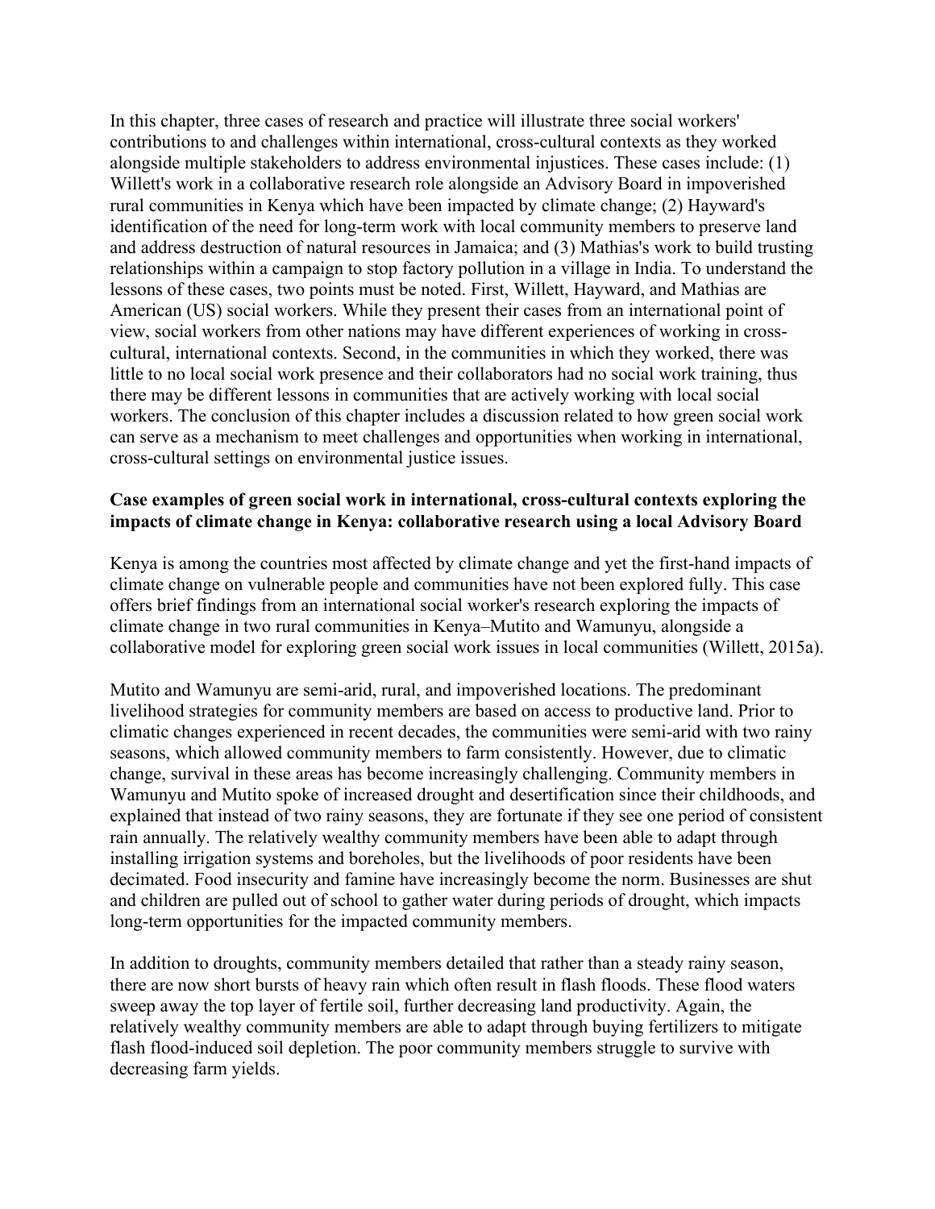In this chapter, three cases of research and practice will illustrate three social workers' contributions to and challenges within international, cross-cultural contexts as they worked alongside multiple stakeholders to address environmental injustices. These cases include: (1) Willett's work in a collaborative research role alongside an Advisory Board in impoverished rural communities in Kenya which have been impacted by climate change; (2) Hayward's identification of the need for long-term work with local community members to preserve land and address destruction of natural resources in Jamaica; and (3) Mathias's work to build trusting relationships within a campaign to stop factory pollution in a village in India. To understand the lessons of these cases, two points must be noted. First, Willett, Hayward, and Mathias are American (US) social workers. While they present their cases from an international point of view, social workers from other nations may have different experiences of working in cross-cultural, international contexts. Second, in the communities in which they worked, there was little to no local social work presence and their collaborators had no social work training, thus there may be different lessons in communities that are actively working with local social workers. The conclusion of this chapter includes a discussion related to how green social work can serve as a mechanism to meet challenges and opportunities when working in international, cross-cultural settings on environmental justice issues.

**Case examples of green social work in international, cross-cultural contexts exploring the impacts of climate change in Kenya: collaborative research using a local Advisory Board**

Kenya is among the countries most affected by climate change and yet the first-hand impacts of climate change on vulnerable people and communities have not been explored fully. This case offers brief findings from an international social worker's research exploring the impacts of climate change in two rural communities in Kenya–Mutito and Wamunyu, alongside a collaborative model for exploring green social work issues in local communities (Willett, 2015a).

Mutito and Wamunyu are semi-arid, rural, and impoverished locations. The predominant livelihood strategies for community members are based on access to productive land. Prior to climatic changes experienced in recent decades, the communities were semi-arid with two rainy seasons, which allowed community members to farm consistently. However, due to climatic change, survival in these areas has become increasingly challenging. Community members in Wamunyu and Mutito spoke of increased drought and desertification since their childhoods, and explained that instead of two rainy seasons, they are fortunate if they see one period of consistent rain annually. The relatively wealthy community members have been able to adapt through installing irrigation systems and boreholes, but the livelihoods of poor residents have been decimated. Food insecurity and famine have increasingly become the norm. Businesses are shut and children are pulled out of school to gather water during periods of drought, which impacts long-term opportunities for the impacted community members.

In addition to droughts, community members detailed that rather than a steady rainy season, there are now short bursts of heavy rain which often result in flash floods. These flood waters sweep away the top layer of fertile soil, further decreasing land productivity. Again, the relatively wealthy community members are able to adapt through buying fertilizers to mitigate flash flood-induced soil depletion. The poor community members struggle to survive with decreasing farm yields.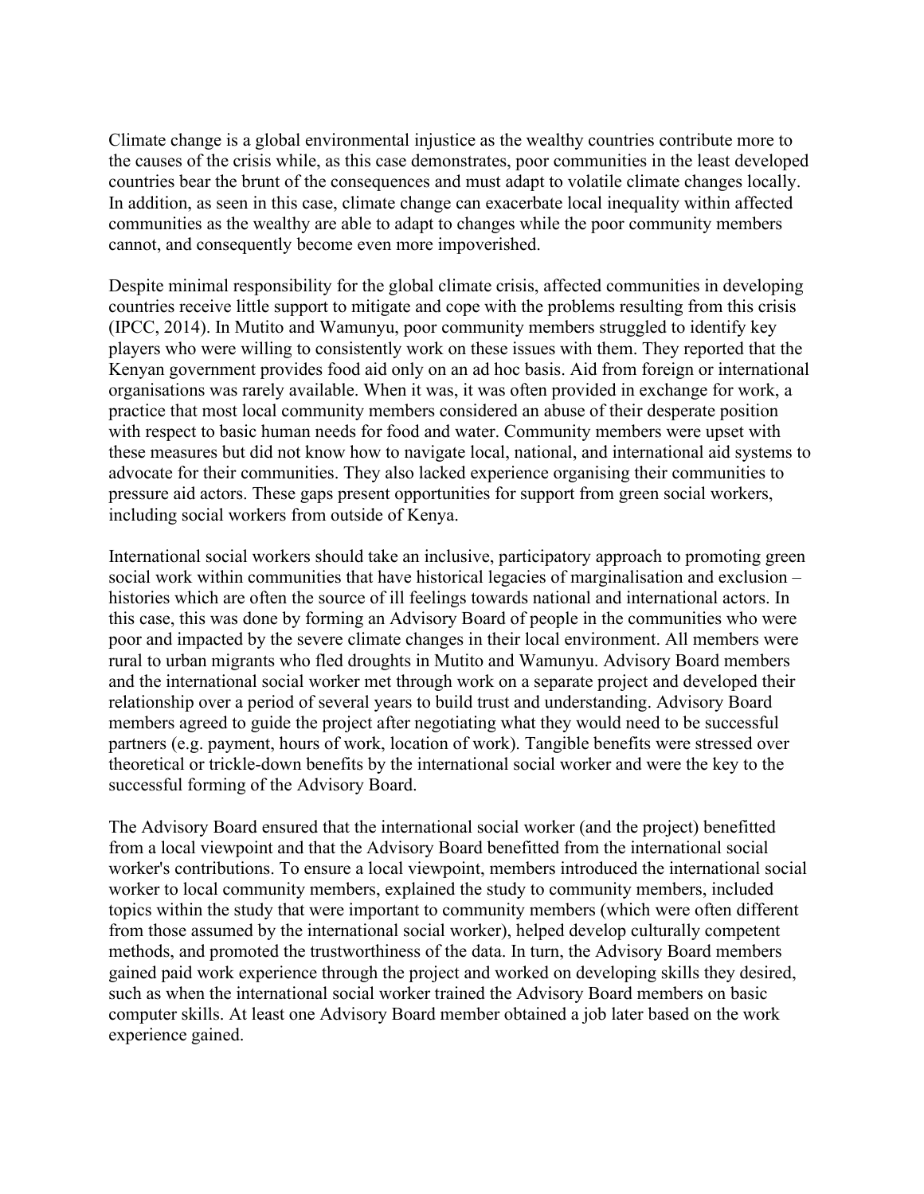Climate change is a global environmental injustice as the wealthy countries contribute more to the causes of the crisis while, as this case demonstrates, poor communities in the least developed countries bear the brunt of the consequences and must adapt to volatile climate changes locally. In addition, as seen in this case, climate change can exacerbate local inequality within affected communities as the wealthy are able to adapt to changes while the poor community members cannot, and consequently become even more impoverished.

Despite minimal responsibility for the global climate crisis, affected communities in developing countries receive little support to mitigate and cope with the problems resulting from this crisis (IPCC, 2014). In Mutito and Wamunyu, poor community members struggled to identify key players who were willing to consistently work on these issues with them. They reported that the Kenyan government provides food aid only on an ad hoc basis. Aid from foreign or international organisations was rarely available. When it was, it was often provided in exchange for work, a practice that most local community members considered an abuse of their desperate position with respect to basic human needs for food and water. Community members were upset with these measures but did not know how to navigate local, national, and international aid systems to advocate for their communities. They also lacked experience organising their communities to pressure aid actors. These gaps present opportunities for support from green social workers, including social workers from outside of Kenya.

International social workers should take an inclusive, participatory approach to promoting green social work within communities that have historical legacies of marginalisation and exclusion – histories which are often the source of ill feelings towards national and international actors. In this case, this was done by forming an Advisory Board of people in the communities who were poor and impacted by the severe climate changes in their local environment. All members were rural to urban migrants who fled droughts in Mutito and Wamunyu. Advisory Board members and the international social worker met through work on a separate project and developed their relationship over a period of several years to build trust and understanding. Advisory Board members agreed to guide the project after negotiating what they would need to be successful partners (e.g. payment, hours of work, location of work). Tangible benefits were stressed over theoretical or trickle-down benefits by the international social worker and were the key to the successful forming of the Advisory Board.

The Advisory Board ensured that the international social worker (and the project) benefitted from a local viewpoint and that the Advisory Board benefitted from the international social worker's contributions. To ensure a local viewpoint, members introduced the international social worker to local community members, explained the study to community members, included topics within the study that were important to community members (which were often different from those assumed by the international social worker), helped develop culturally competent methods, and promoted the trustworthiness of the data. In turn, the Advisory Board members gained paid work experience through the project and worked on developing skills they desired, such as when the international social worker trained the Advisory Board members on basic computer skills. At least one Advisory Board member obtained a job later based on the work experience gained.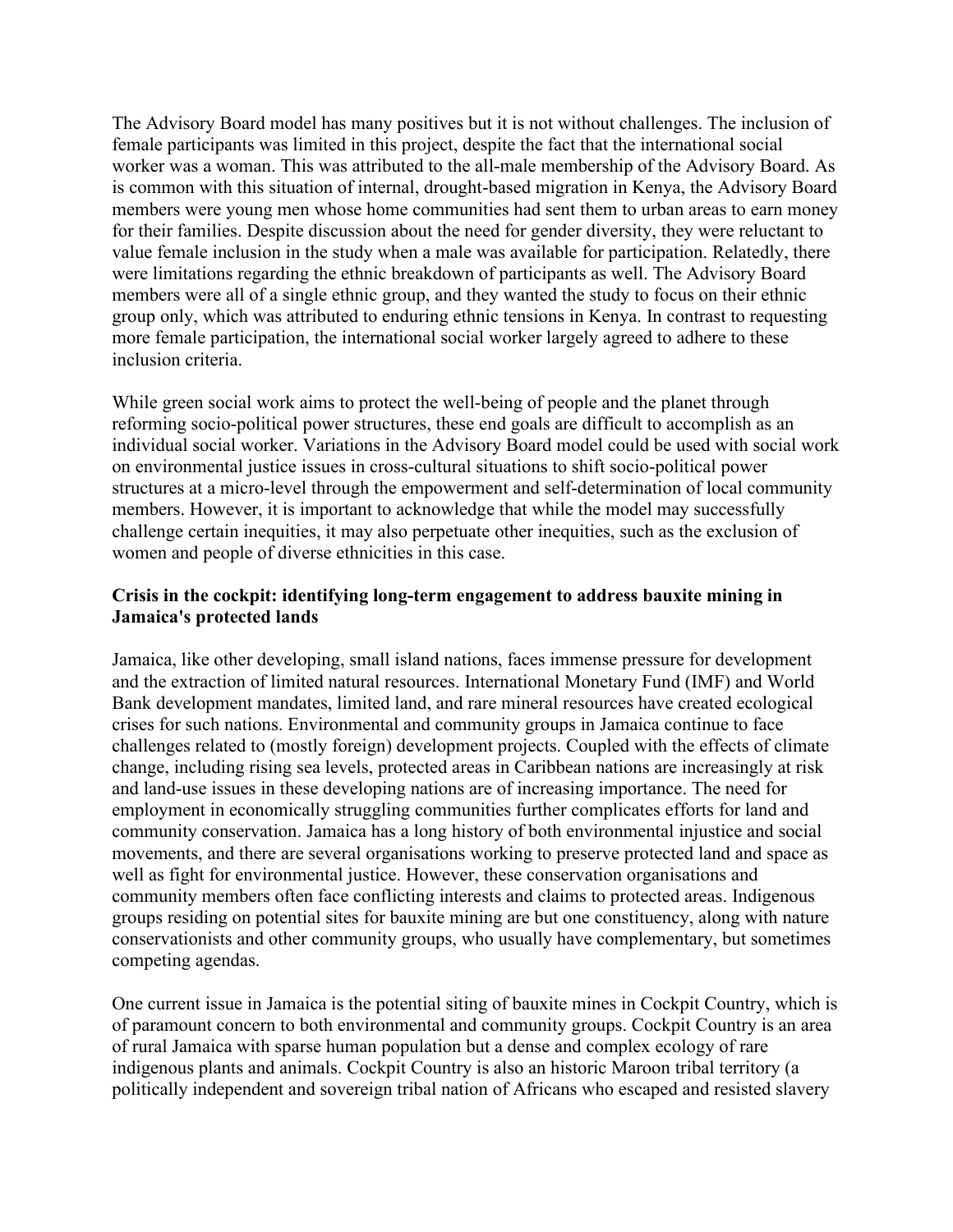The Advisory Board model has many positives but it is not without challenges. The inclusion of female participants was limited in this project, despite the fact that the international social worker was a woman. This was attributed to the all-male membership of the Advisory Board. As is common with this situation of internal, drought-based migration in Kenya, the Advisory Board members were young men whose home communities had sent them to urban areas to earn money for their families. Despite discussion about the need for gender diversity, they were reluctant to value female inclusion in the study when a male was available for participation. Relatedly, there were limitations regarding the ethnic breakdown of participants as well. The Advisory Board members were all of a single ethnic group, and they wanted the study to focus on their ethnic group only, which was attributed to enduring ethnic tensions in Kenya. In contrast to requesting more female participation, the international social worker largely agreed to adhere to these inclusion criteria.

While green social work aims to protect the well-being of people and the planet through reforming socio-political power structures, these end goals are difficult to accomplish as an individual social worker. Variations in the Advisory Board model could be used with social work on environmental justice issues in cross-cultural situations to shift socio-political power structures at a micro-level through the empowerment and self-determination of local community members. However, it is important to acknowledge that while the model may successfully challenge certain inequities, it may also perpetuate other inequities, such as the exclusion of women and people of diverse ethnicities in this case.

**Crisis in the cockpit: identifying long-term engagement to address bauxite mining in Jamaica's protected lands**

Jamaica, like other developing, small island nations, faces immense pressure for development and the extraction of limited natural resources. International Monetary Fund (IMF) and World Bank development mandates, limited land, and rare mineral resources have created ecological crises for such nations. Environmental and community groups in Jamaica continue to face challenges related to (mostly foreign) development projects. Coupled with the effects of climate change, including rising sea levels, protected areas in Caribbean nations are increasingly at risk and land-use issues in these developing nations are of increasing importance. The need for employment in economically struggling communities further complicates efforts for land and community conservation. Jamaica has a long history of both environmental injustice and social movements, and there are several organisations working to preserve protected land and space as well as fight for environmental justice. However, these conservation organisations and community members often face conflicting interests and claims to protected areas. Indigenous groups residing on potential sites for bauxite mining are but one constituency, along with nature conservationists and other community groups, who usually have complementary, but sometimes competing agendas.

One current issue in Jamaica is the potential siting of bauxite mines in Cockpit Country, which is of paramount concern to both environmental and community groups. Cockpit Country is an area of rural Jamaica with sparse human population but a dense and complex ecology of rare indigenous plants and animals. Cockpit Country is also an historic Maroon tribal territory (a politically independent and sovereign tribal nation of Africans who escaped and resisted slavery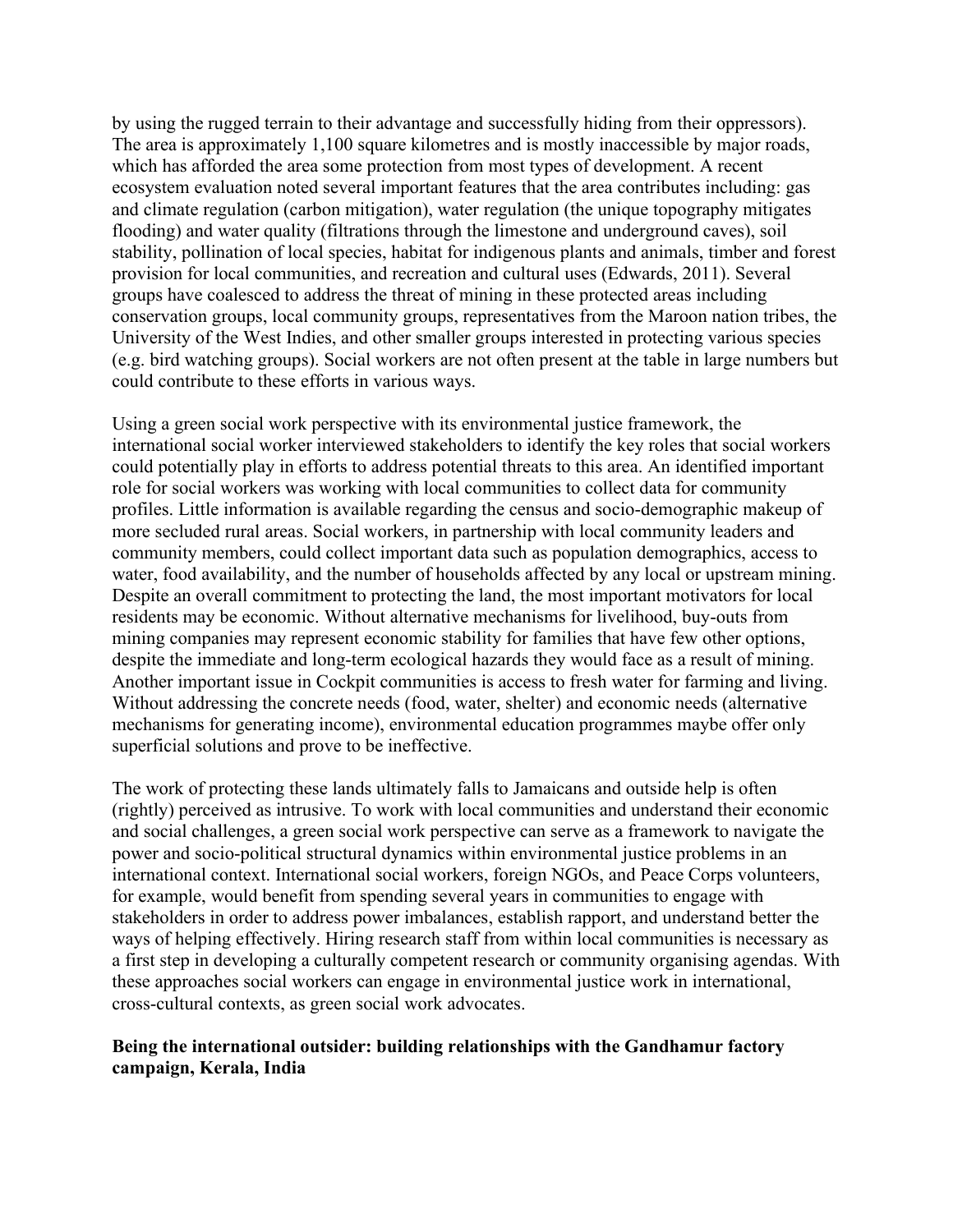by using the rugged terrain to their advantage and successfully hiding from their oppressors). The area is approximately 1,100 square kilometres and is mostly inaccessible by major roads, which has afforded the area some protection from most types of development. A recent ecosystem evaluation noted several important features that the area contributes including: gas and climate regulation (carbon mitigation), water regulation (the unique topography mitigates flooding) and water quality (filtrations through the limestone and underground caves), soil stability, pollination of local species, habitat for indigenous plants and animals, timber and forest provision for local communities, and recreation and cultural uses (Edwards, 2011). Several groups have coalesced to address the threat of mining in these protected areas including conservation groups, local community groups, representatives from the Maroon nation tribes, the University of the West Indies, and other smaller groups interested in protecting various species (e.g. bird watching groups). Social workers are not often present at the table in large numbers but could contribute to these efforts in various ways.

Using a green social work perspective with its environmental justice framework, the international social worker interviewed stakeholders to identify the key roles that social workers could potentially play in efforts to address potential threats to this area. An identified important role for social workers was working with local communities to collect data for community profiles. Little information is available regarding the census and socio-demographic makeup of more secluded rural areas. Social workers, in partnership with local community leaders and community members, could collect important data such as population demographics, access to water, food availability, and the number of households affected by any local or upstream mining. Despite an overall commitment to protecting the land, the most important motivators for local residents may be economic. Without alternative mechanisms for livelihood, buy-outs from mining companies may represent economic stability for families that have few other options, despite the immediate and long-term ecological hazards they would face as a result of mining. Another important issue in Cockpit communities is access to fresh water for farming and living. Without addressing the concrete needs (food, water, shelter) and economic needs (alternative mechanisms for generating income), environmental education programmes maybe offer only superficial solutions and prove to be ineffective.

The work of protecting these lands ultimately falls to Jamaicans and outside help is often (rightly) perceived as intrusive. To work with local communities and understand their economic and social challenges, a green social work perspective can serve as a framework to navigate the power and socio-political structural dynamics within environmental justice problems in an international context. International social workers, foreign NGOs, and Peace Corps volunteers, for example, would benefit from spending several years in communities to engage with stakeholders in order to address power imbalances, establish rapport, and understand better the ways of helping effectively. Hiring research staff from within local communities is necessary as a first step in developing a culturally competent research or community organising agendas. With these approaches social workers can engage in environmental justice work in international, cross-cultural contexts, as green social work advocates.

### Being the international outsider: building relationships with the Gandhamur factory campaign, Kerala, India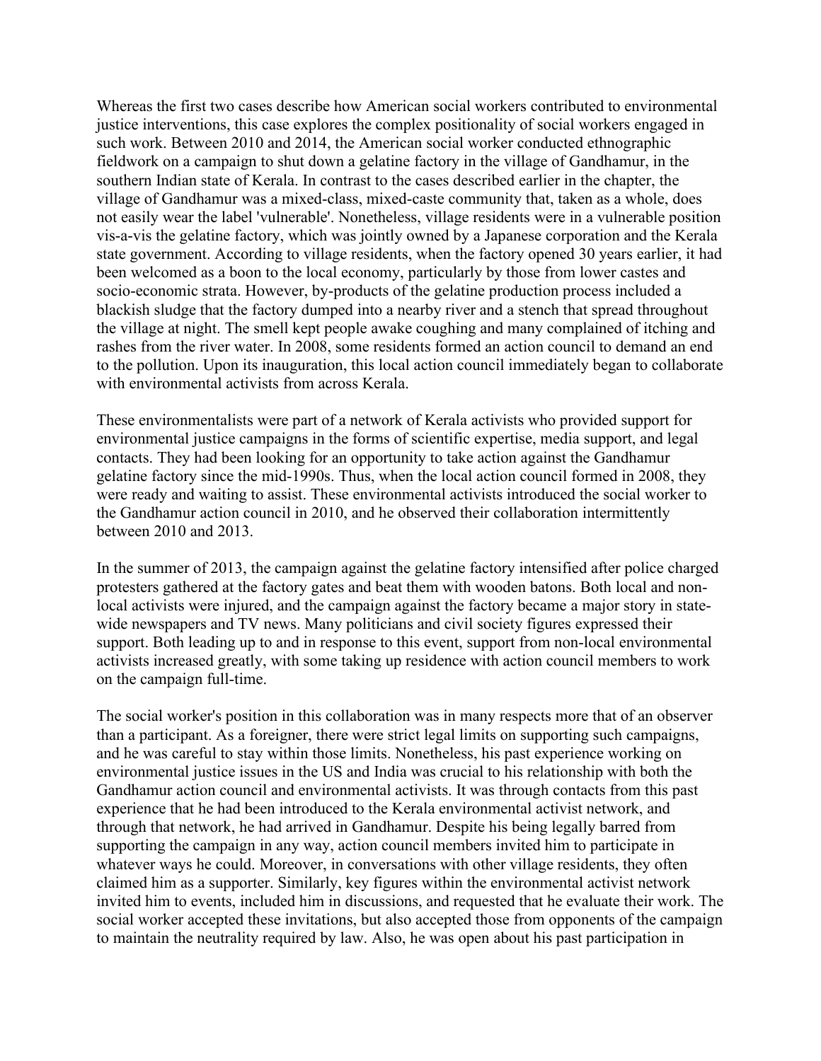Whereas the first two cases describe how American social workers contributed to environmental justice interventions, this case explores the complex positionality of social workers engaged in such work. Between 2010 and 2014, the American social worker conducted ethnographic fieldwork on a campaign to shut down a gelatine factory in the village of Gandhamur, in the southern Indian state of Kerala. In contrast to the cases described earlier in the chapter, the village of Gandhamur was a mixed-class, mixed-caste community that, taken as a whole, does not easily wear the label 'vulnerable'. Nonetheless, village residents were in a vulnerable position vis-a-vis the gelatine factory, which was jointly owned by a Japanese corporation and the Kerala state government. According to village residents, when the factory opened 30 years earlier, it had been welcomed as a boon to the local economy, particularly by those from lower castes and socio-economic strata. However, by-products of the gelatine production process included a blackish sludge that the factory dumped into a nearby river and a stench that spread throughout the village at night. The smell kept people awake coughing and many complained of itching and rashes from the river water. In 2008, some residents formed an action council to demand an end to the pollution. Upon its inauguration, this local action council immediately began to collaborate with environmental activists from across Kerala.

These environmentalists were part of a network of Kerala activists who provided support for environmental justice campaigns in the forms of scientific expertise, media support, and legal contacts. They had been looking for an opportunity to take action against the Gandhamur gelatine factory since the mid-1990s. Thus, when the local action council formed in 2008, they were ready and waiting to assist. These environmental activists introduced the social worker to the Gandhamur action council in 2010, and he observed their collaboration intermittently between 2010 and 2013.

In the summer of 2013, the campaign against the gelatine factory intensified after police charged protesters gathered at the factory gates and beat them with wooden batons. Both local and non-local activists were injured, and the campaign against the factory became a major story in state-wide newspapers and TV news. Many politicians and civil society figures expressed their support. Both leading up to and in response to this event, support from non-local environmental activists increased greatly, with some taking up residence with action council members to work on the campaign full-time.

The social worker's position in this collaboration was in many respects more that of an observer than a participant. As a foreigner, there were strict legal limits on supporting such campaigns, and he was careful to stay within those limits. Nonetheless, his past experience working on environmental justice issues in the US and India was crucial to his relationship with both the Gandhamur action council and environmental activists. It was through contacts from this past experience that he had been introduced to the Kerala environmental activist network, and through that network, he had arrived in Gandhamur. Despite his being legally barred from supporting the campaign in any way, action council members invited him to participate in whatever ways he could. Moreover, in conversations with other village residents, they often claimed him as a supporter. Similarly, key figures within the environmental activist network invited him to events, included him in discussions, and requested that he evaluate their work. The social worker accepted these invitations, but also accepted those from opponents of the campaign to maintain the neutrality required by law. Also, he was open about his past participation in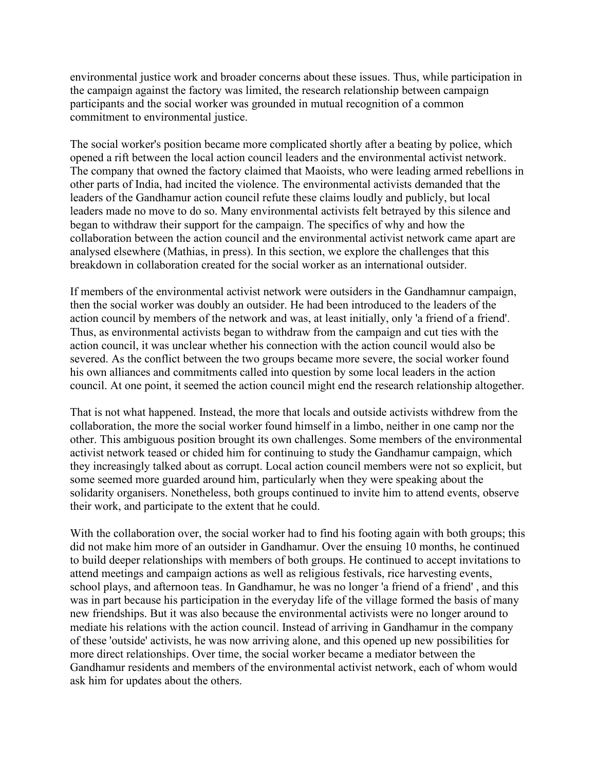environmental justice work and broader concerns about these issues. Thus, while participation in the campaign against the factory was limited, the research relationship between campaign participants and the social worker was grounded in mutual recognition of a common commitment to environmental justice.

The social worker's position became more complicated shortly after a beating by police, which opened a rift between the local action council leaders and the environmental activist network. The company that owned the factory claimed that Maoists, who were leading armed rebellions in other parts of India, had incited the violence. The environmental activists demanded that the leaders of the Gandhamur action council refute these claims loudly and publicly, but local leaders made no move to do so. Many environmental activists felt betrayed by this silence and began to withdraw their support for the campaign. The specifics of why and how the collaboration between the action council and the environmental activist network came apart are analysed elsewhere (Mathias, in press). In this section, we explore the challenges that this breakdown in collaboration created for the social worker as an international outsider.

If members of the environmental activist network were outsiders in the Gandhamnur campaign, then the social worker was doubly an outsider. He had been introduced to the leaders of the action council by members of the network and was, at least initially, only 'a friend of a friend'. Thus, as environmental activists began to withdraw from the campaign and cut ties with the action council, it was unclear whether his connection with the action council would also be severed. As the conflict between the two groups became more severe, the social worker found his own alliances and commitments called into question by some local leaders in the action council. At one point, it seemed the action council might end the research relationship altogether.

That is not what happened. Instead, the more that locals and outside activists withdrew from the collaboration, the more the social worker found himself in a limbo, neither in one camp nor the other. This ambiguous position brought its own challenges. Some members of the environmental activist network teased or chided him for continuing to study the Gandhamur campaign, which they increasingly talked about as corrupt. Local action council members were not so explicit, but some seemed more guarded around him, particularly when they were speaking about the solidarity organisers. Nonetheless, both groups continued to invite him to attend events, observe their work, and participate to the extent that he could.

With the collaboration over, the social worker had to find his footing again with both groups; this did not make him more of an outsider in Gandhamur. Over the ensuing 10 months, he continued to build deeper relationships with members of both groups. He continued to accept invitations to attend meetings and campaign actions as well as religious festivals, rice harvesting events, school plays, and afternoon teas. In Gandhamur, he was no longer 'a friend of a friend' , and this was in part because his participation in the everyday life of the village formed the basis of many new friendships. But it was also because the environmental activists were no longer around to mediate his relations with the action council. Instead of arriving in Gandhamur in the company of these 'outside' activists, he was now arriving alone, and this opened up new possibilities for more direct relationships. Over time, the social worker became a mediator between the Gandhamur residents and members of the environmental activist network, each of whom would ask him for updates about the others.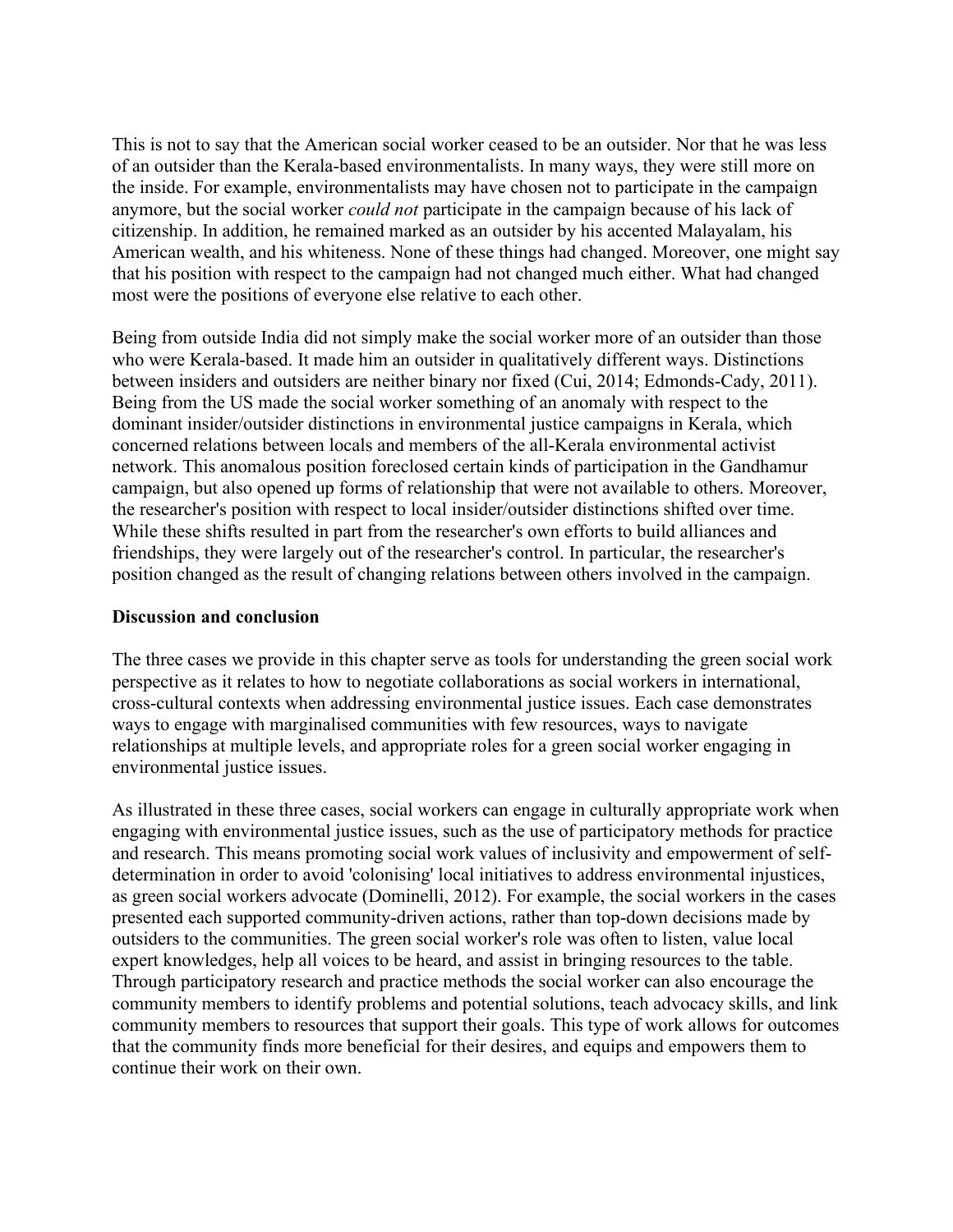This is not to say that the American social worker ceased to be an outsider. Nor that he was less of an outsider than the Kerala-based environmentalists. In many ways, they were still more on the inside. For example, environmentalists may have chosen not to participate in the campaign anymore, but the social worker *could not* participate in the campaign because of his lack of citizenship. In addition, he remained marked as an outsider by his accented Malayalam, his American wealth, and his whiteness. None of these things had changed. Moreover, one might say that his position with respect to the campaign had not changed much either. What had changed most were the positions of everyone else relative to each other.

Being from outside India did not simply make the social worker more of an outsider than those who were Kerala-based. It made him an outsider in qualitatively different ways. Distinctions between insiders and outsiders are neither binary nor fixed (Cui, 2014; Edmonds-Cady, 2011). Being from the US made the social worker something of an anomaly with respect to the dominant insider/outsider distinctions in environmental justice campaigns in Kerala, which concerned relations between locals and members of the all-Kerala environmental activist network. This anomalous position foreclosed certain kinds of participation in the Gandhamur campaign, but also opened up forms of relationship that were not available to others. Moreover, the researcher's position with respect to local insider/outsider distinctions shifted over time. While these shifts resulted in part from the researcher's own efforts to build alliances and friendships, they were largely out of the researcher's control. In particular, the researcher's position changed as the result of changing relations between others involved in the campaign.

**Discussion and conclusion**

The three cases we provide in this chapter serve as tools for understanding the green social work perspective as it relates to how to negotiate collaborations as social workers in international, cross-cultural contexts when addressing environmental justice issues. Each case demonstrates ways to engage with marginalised communities with few resources, ways to navigate relationships at multiple levels, and appropriate roles for a green social worker engaging in environmental justice issues.

As illustrated in these three cases, social workers can engage in culturally appropriate work when engaging with environmental justice issues, such as the use of participatory methods for practice and research. This means promoting social work values of inclusivity and empowerment of self-determination in order to avoid 'colonising' local initiatives to address environmental injustices, as green social workers advocate (Dominelli, 2012). For example, the social workers in the cases presented each supported community-driven actions, rather than top-down decisions made by outsiders to the communities. The green social worker's role was often to listen, value local expert knowledges, help all voices to be heard, and assist in bringing resources to the table. Through participatory research and practice methods the social worker can also encourage the community members to identify problems and potential solutions, teach advocacy skills, and link community members to resources that support their goals. This type of work allows for outcomes that the community finds more beneficial for their desires, and equips and empowers them to continue their work on their own.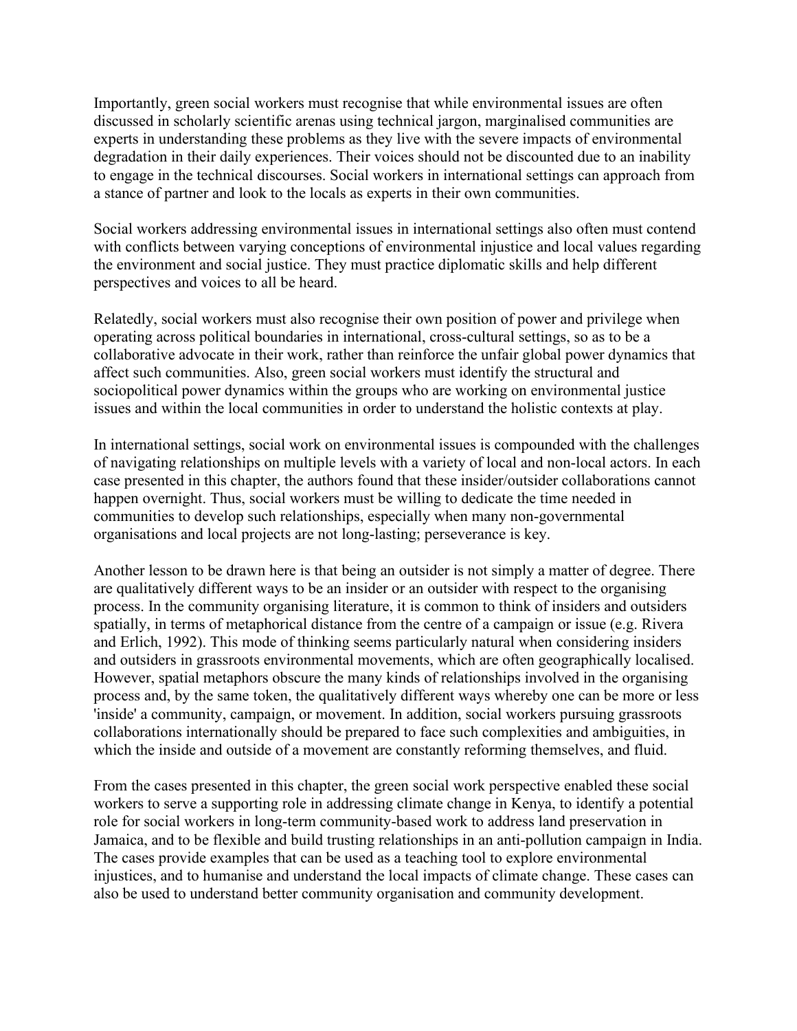Importantly, green social workers must recognise that while environmental issues are often discussed in scholarly scientific arenas using technical jargon, marginalised communities are experts in understanding these problems as they live with the severe impacts of environmental degradation in their daily experiences. Their voices should not be discounted due to an inability to engage in the technical discourses. Social workers in international settings can approach from a stance of partner and look to the locals as experts in their own communities.

Social workers addressing environmental issues in international settings also often must contend with conflicts between varying conceptions of environmental injustice and local values regarding the environment and social justice. They must practice diplomatic skills and help different perspectives and voices to all be heard.

Relatedly, social workers must also recognise their own position of power and privilege when operating across political boundaries in international, cross-cultural settings, so as to be a collaborative advocate in their work, rather than reinforce the unfair global power dynamics that affect such communities. Also, green social workers must identify the structural and sociopolitical power dynamics within the groups who are working on environmental justice issues and within the local communities in order to understand the holistic contexts at play.

In international settings, social work on environmental issues is compounded with the challenges of navigating relationships on multiple levels with a variety of local and non-local actors. In each case presented in this chapter, the authors found that these insider/outsider collaborations cannot happen overnight. Thus, social workers must be willing to dedicate the time needed in communities to develop such relationships, especially when many non-governmental organisations and local projects are not long-lasting; perseverance is key.

Another lesson to be drawn here is that being an outsider is not simply a matter of degree. There are qualitatively different ways to be an insider or an outsider with respect to the organising process. In the community organising literature, it is common to think of insiders and outsiders spatially, in terms of metaphorical distance from the centre of a campaign or issue (e.g. Rivera and Erlich, 1992). This mode of thinking seems particularly natural when considering insiders and outsiders in grassroots environmental movements, which are often geographically localised. However, spatial metaphors obscure the many kinds of relationships involved in the organising process and, by the same token, the qualitatively different ways whereby one can be more or less 'inside' a community, campaign, or movement. In addition, social workers pursuing grassroots collaborations internationally should be prepared to face such complexities and ambiguities, in which the inside and outside of a movement are constantly reforming themselves, and fluid.

From the cases presented in this chapter, the green social work perspective enabled these social workers to serve a supporting role in addressing climate change in Kenya, to identify a potential role for social workers in long-term community-based work to address land preservation in Jamaica, and to be flexible and build trusting relationships in an anti-pollution campaign in India. The cases provide examples that can be used as a teaching tool to explore environmental injustices, and to humanise and understand the local impacts of climate change. These cases can also be used to understand better community organisation and community development.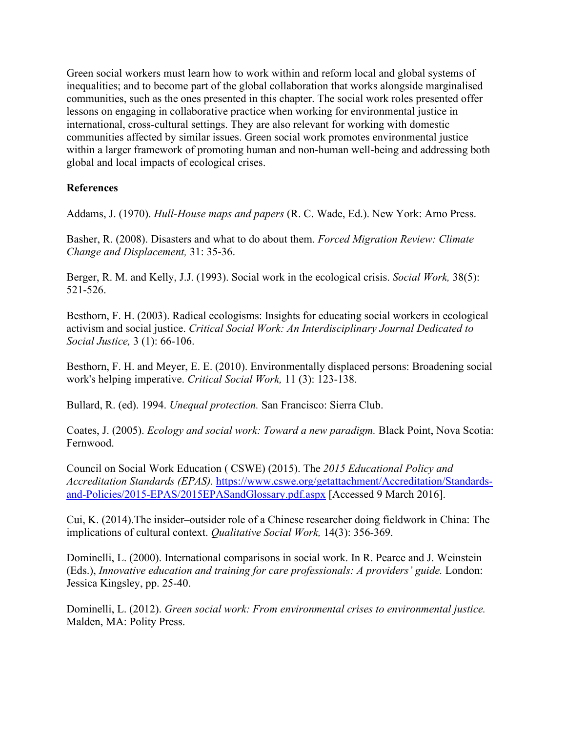Green social workers must learn how to work within and reform local and global systems of inequalities; and to become part of the global collaboration that works alongside marginalised communities, such as the ones presented in this chapter. The social work roles presented offer lessons on engaging in collaborative practice when working for environmental justice in international, cross-cultural settings. They are also relevant for working with domestic communities affected by similar issues. Green social work promotes environmental justice within a larger framework of promoting human and non-human well-being and addressing both global and local impacts of ecological crises.

**References**

Addams, J. (1970). *Hull-House maps and papers* (R. C. Wade, Ed.). New York: Arno Press.

Basher, R. (2008). Disasters and what to do about them. *Forced Migration Review: Climate Change and Displacement,* 31: 35-36.

Berger, R. M. and Kelly, J.J. (1993). Social work in the ecological crisis. *Social Work,* 38(5): 521-526.

Besthorn, F. H. (2003). Radical ecologisms: Insights for educating social workers in ecological activism and social justice. *Critical Social Work: An Interdisciplinary Journal Dedicated to Social Justice,* 3 (1): 66-106.

Besthorn, F. H. and Meyer, E. E. (2010). Environmentally displaced persons: Broadening social work's helping imperative. *Critical Social Work,* 11 (3): 123-138.

Bullard, R. (ed). 1994. *Unequal protection.* San Francisco: Sierra Club.

Coates, J. (2005). *Ecology and social work: Toward a new paradigm.* Black Point, Nova Scotia: Fernwood.

Council on Social Work Education ( CSWE) (2015). The *2015 Educational Policy and Accreditation Standards (EPAS).* https://www.cswe.org/getattachment/Accreditation/Standards-and-Policies/2015-EPAS/2015EPASandGlossary.pdf.aspx [Accessed 9 March 2016].

Cui, K. (2014).The insider–outsider role of a Chinese researcher doing fieldwork in China: The implications of cultural context. *Qualitative Social Work,* 14(3): 356-369.

Dominelli, L. (2000). International comparisons in social work. In R. Pearce and J. Weinstein (Eds.), *Innovative education and training for care professionals: A providers' guide.* London: Jessica Kingsley, pp. 25-40.

Dominelli, L. (2012). *Green social work: From environmental crises to environmental justice.* Malden, MA: Polity Press.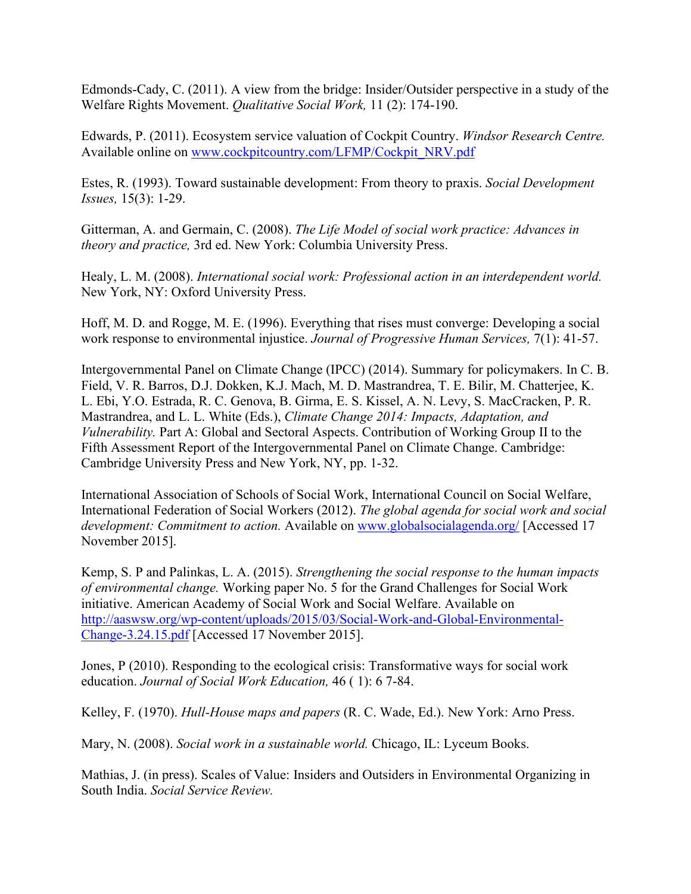Edmonds-Cady, C. (2011). A view from the bridge: Insider/Outsider perspective in a study of the Welfare Rights Movement. *Qualitative Social Work,* 11 (2): 174-190.

Edwards, P. (2011). Ecosystem service valuation of Cockpit Country. *Windsor Research Centre.* Available online on www.cockpitcountry.com/LFMP/Cockpit_NRV.pdf

Estes, R. (1993). Toward sustainable development: From theory to praxis. *Social Development Issues,* 15(3): 1-29.

Gitterman, A. and Germain, C. (2008). *The Life Model of social work practice: Advances in theory and practice,* 3rd ed. New York: Columbia University Press.

Healy, L. M. (2008). *International social work: Professional action in an interdependent world.* New York, NY: Oxford University Press.

Hoff, M. D. and Rogge, M. E. (1996). Everything that rises must converge: Developing a social work response to environmental injustice. *Journal of Progressive Human Services,* 7(1): 41-57.

Intergovernmental Panel on Climate Change (IPCC) (2014). Summary for policymakers. In C. B. Field, V. R. Barros, D.J. Dokken, K.J. Mach, M. D. Mastrandrea, T. E. Bilir, M. Chatterjee, K. L. Ebi, Y.O. Estrada, R. C. Genova, B. Girma, E. S. Kissel, A. N. Levy, S. MacCracken, P. R. Mastrandrea, and L. L. White (Eds.), *Climate Change 2014: Impacts, Adaptation, and Vulnerability.* Part A: Global and Sectoral Aspects. Contribution of Working Group II to the Fifth Assessment Report of the Intergovernmental Panel on Climate Change. Cambridge: Cambridge University Press and New York, NY, pp. 1-32.

International Association of Schools of Social Work, International Council on Social Welfare, International Federation of Social Workers (2012). *The global agenda for social work and social development: Commitment to action.* Available on www.globalsocialagenda.org/ [Accessed 17 November 2015].

Kemp, S. P and Palinkas, L. A. (2015). *Strengthening the social response to the human impacts of environmental change.* Working paper No. 5 for the Grand Challenges for Social Work initiative. American Academy of Social Work and Social Welfare. Available on http://aaswsw.org/wp-content/uploads/2015/03/Social-Work-and-Global-Environmental-Change-3.24.15.pdf [Accessed 17 November 2015].

Jones, P (2010). Responding to the ecological crisis: Transformative ways for social work education. *Journal of Social Work Education,* 46 ( 1): 6 7-84.

Kelley, F. (1970). *Hull-House maps and papers* (R. C. Wade, Ed.). New York: Arno Press.

Mary, N. (2008). *Social work in a sustainable world.* Chicago, IL: Lyceum Books.

Mathias, J. (in press). Scales of Value: Insiders and Outsiders in Environmental Organizing in South India. *Social Service Review.*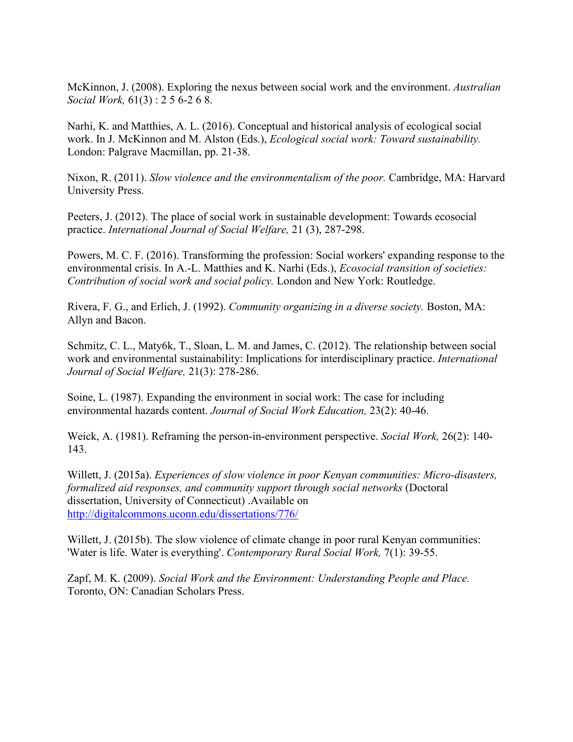McKinnon, J. (2008). Exploring the nexus between social work and the environment. *Australian Social Work,* 61(3) : 2 5 6-2 6 8.

Narhi, K. and Matthies, A. L. (2016). Conceptual and historical analysis of ecological social work. In J. McKinnon and M. Alston (Eds.), *Ecological social work: Toward sustainability.* London: Palgrave Macmillan, pp. 21-38.

Nixon, R. (2011). *Slow violence and the environmentalism of the poor.* Cambridge, MA: Harvard University Press.

Peeters, J. (2012). The place of social work in sustainable development: Towards ecosocial practice. *International Journal of Social Welfare,* 21 (3), 287-298.

Powers, M. C. F. (2016). Transforming the profession: Social workers' expanding response to the environmental crisis. In A.-L. Matthies and K. Narhi (Eds.), *Ecosocial transition of societies: Contribution of social work and social policy.* London and New York: Routledge.

Rivera, F. G., and Erlich, J. (1992). *Community organizing in a diverse society.* Boston, MA: Allyn and Bacon.

Schmitz, C. L., Maty6k, T., Sloan, L. M. and James, C. (2012). The relationship between social work and environmental sustainability: Implications for interdisciplinary practice. *International Journal of Social Welfare,* 21(3): 278-286.

Soine, L. (1987). Expanding the environment in social work: The case for including environmental hazards content. *Journal of Social Work Education,* 23(2): 40-46.

Weick, A. (1981). Reframing the person-in-environment perspective. *Social Work,* 26(2): 140-143.

Willett, J. (2015a). *Experiences of slow violence in poor Kenyan communities: Micro-disasters, formalized aid responses, and community support through social networks* (Doctoral dissertation, University of Connecticut) .Available on http://digitalcommons.uconn.edu/dissertations/776/

Willett, J. (2015b). The slow violence of climate change in poor rural Kenyan communities: 'Water is life. Water is everything'. *Contemporary Rural Social Work,* 7(1): 39-55.

Zapf, M. K. (2009). *Social Work and the Environment: Understanding People and Place.* Toronto, ON: Canadian Scholars Press.